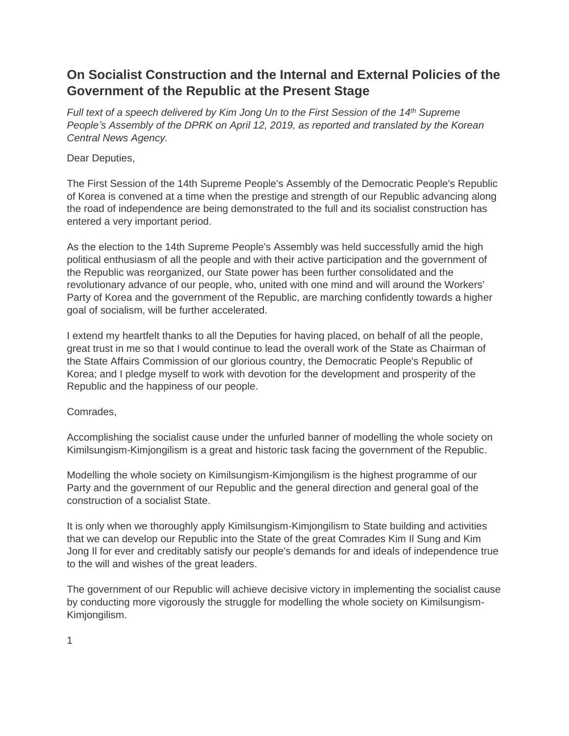# On Socialist Construction and the Internal and External Policies of the Government of the Republic at the Present Stage

*Full text of a speech delivered by Kim Jong Un to the First Session of the 14th Supreme People's Assembly of the DPRK on April 12, 2019, as reported and translated by the Korean Central News Agency.*

Dear Deputies,

The First Session of the 14th Supreme People's Assembly of the Democratic People's Republic of Korea is convened at a time when the prestige and strength of our Republic advancing along the road of independence are being demonstrated to the full and its socialist construction has entered a very important period.

As the election to the 14th Supreme People's Assembly was held successfully amid the high political enthusiasm of all the people and with their active participation and the government of the Republic was reorganized, our State power has been further consolidated and the revolutionary advance of our people, who, united with one mind and will around the Workers' Party of Korea and the government of the Republic, are marching confidently towards a higher goal of socialism, will be further accelerated.

I extend my heartfelt thanks to all the Deputies for having placed, on behalf of all the people, great trust in me so that I would continue to lead the overall work of the State as Chairman of the State Affairs Commission of our glorious country, the Democratic People's Republic of Korea; and I pledge myself to work with devotion for the development and prosperity of the Republic and the happiness of our people.

Comrades,

Accomplishing the socialist cause under the unfurled banner of modelling the whole society on Kimilsungism-Kimjongilism is a great and historic task facing the government of the Republic.

Modelling the whole society on Kimilsungism-Kimjongilism is the highest programme of our Party and the government of our Republic and the general direction and general goal of the construction of a socialist State.

It is only when we thoroughly apply Kimilsungism-Kimjongilism to State building and activities that we can develop our Republic into the State of the great Comrades Kim Il Sung and Kim Jong Il for ever and creditably satisfy our people's demands for and ideals of independence true to the will and wishes of the great leaders.

The government of our Republic will achieve decisive victory in implementing the socialist cause by conducting more vigorously the struggle for modelling the whole society on Kimilsungism-Kimjongilism.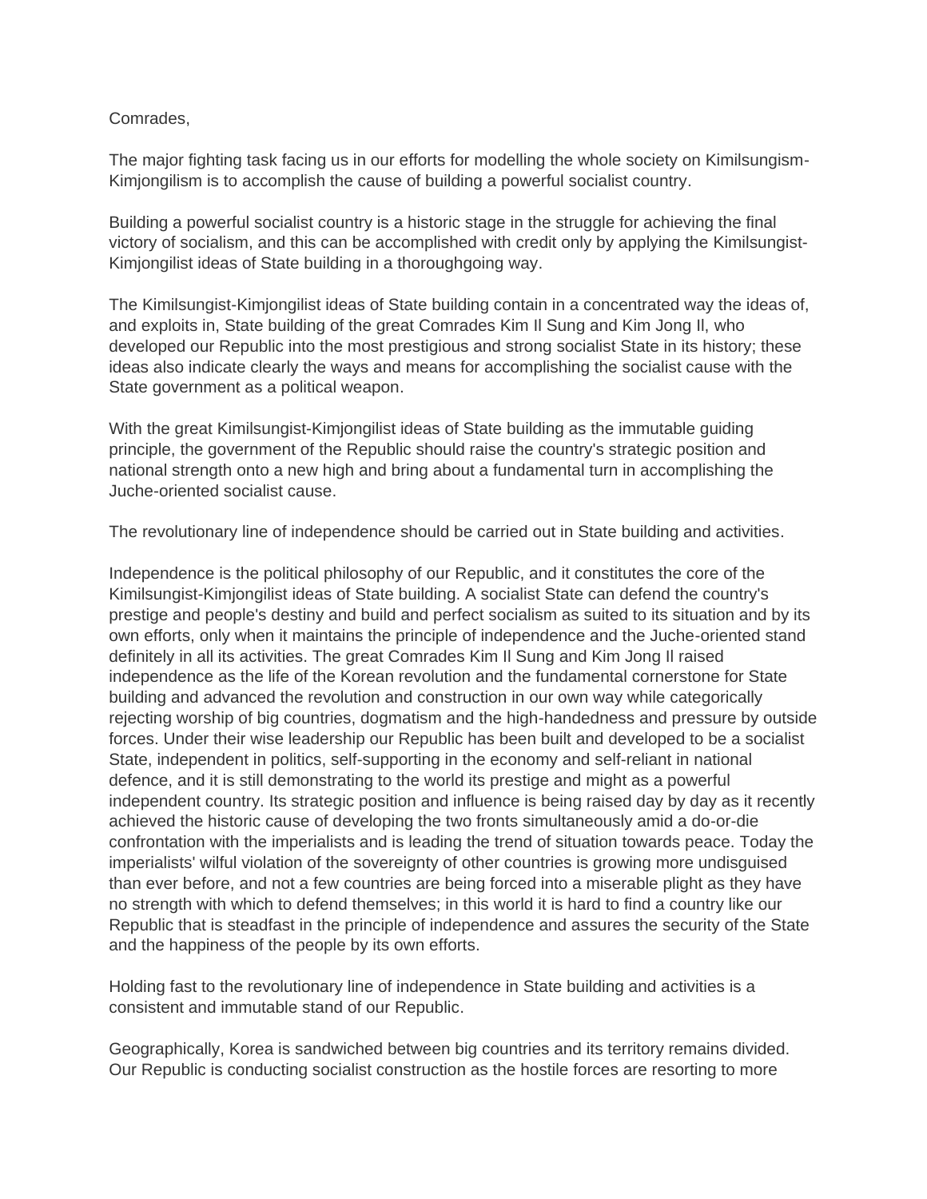Comrades,

The major fighting task facing us in our efforts for modelling the whole society on Kimilsungism-Kimjongilism is to accomplish the cause of building a powerful socialist country.

Building a powerful socialist country is a historic stage in the struggle for achieving the final victory of socialism, and this can be accomplished with credit only by applying the Kimilsungist-Kimjongilist ideas of State building in a thoroughgoing way.

The Kimilsungist-Kimjongilist ideas of State building contain in a concentrated way the ideas of, and exploits in, State building of the great Comrades Kim Il Sung and Kim Jong Il, who developed our Republic into the most prestigious and strong socialist State in its history; these ideas also indicate clearly the ways and means for accomplishing the socialist cause with the State government as a political weapon.

With the great Kimilsungist-Kimjongilist ideas of State building as the immutable guiding principle, the government of the Republic should raise the country's strategic position and national strength onto a new high and bring about a fundamental turn in accomplishing the Juche-oriented socialist cause.

The revolutionary line of independence should be carried out in State building and activities.

Independence is the political philosophy of our Republic, and it constitutes the core of the Kimilsungist-Kimjongilist ideas of State building. A socialist State can defend the country's prestige and people's destiny and build and perfect socialism as suited to its situation and by its own efforts, only when it maintains the principle of independence and the Juche-oriented stand definitely in all its activities. The great Comrades Kim Il Sung and Kim Jong Il raised independence as the life of the Korean revolution and the fundamental cornerstone for State building and advanced the revolution and construction in our own way while categorically rejecting worship of big countries, dogmatism and the high-handedness and pressure by outside forces. Under their wise leadership our Republic has been built and developed to be a socialist State, independent in politics, self-supporting in the economy and self-reliant in national defence, and it is still demonstrating to the world its prestige and might as a powerful independent country. Its strategic position and influence is being raised day by day as it recently achieved the historic cause of developing the two fronts simultaneously amid a do-or-die confrontation with the imperialists and is leading the trend of situation towards peace. Today the imperialists' wilful violation of the sovereignty of other countries is growing more undisguised than ever before, and not a few countries are being forced into a miserable plight as they have no strength with which to defend themselves; in this world it is hard to find a country like our Republic that is steadfast in the principle of independence and assures the security of the State and the happiness of the people by its own efforts.

Holding fast to the revolutionary line of independence in State building and activities is a consistent and immutable stand of our Republic.

Geographically, Korea is sandwiched between big countries and its territory remains divided. Our Republic is conducting socialist construction as the hostile forces are resorting to more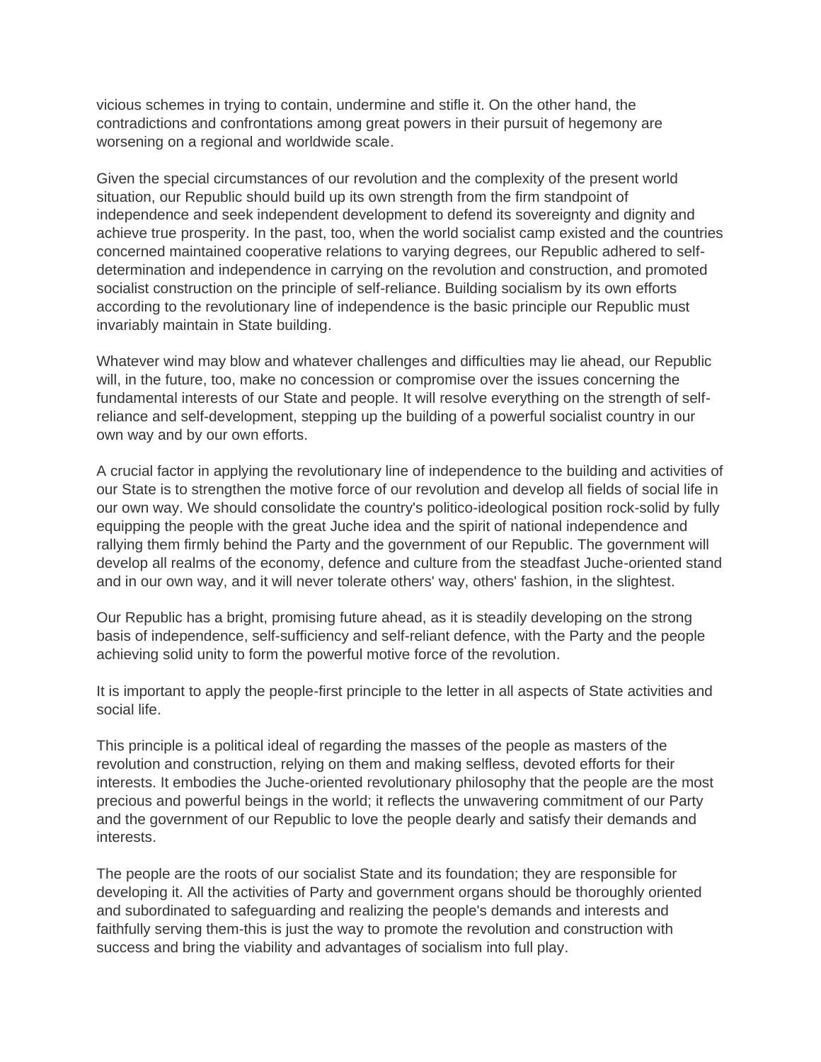vicious schemes in trying to contain, undermine and stifle it. On the other hand, the contradictions and confrontations among great powers in their pursuit of hegemony are worsening on a regional and worldwide scale.

Given the special circumstances of our revolution and the complexity of the present world situation, our Republic should build up its own strength from the firm standpoint of independence and seek independent development to defend its sovereignty and dignity and achieve true prosperity. In the past, too, when the world socialist camp existed and the countries concerned maintained cooperative relations to varying degrees, our Republic adhered to self-determination and independence in carrying on the revolution and construction, and promoted socialist construction on the principle of self-reliance. Building socialism by its own efforts according to the revolutionary line of independence is the basic principle our Republic must invariably maintain in State building.

Whatever wind may blow and whatever challenges and difficulties may lie ahead, our Republic will, in the future, too, make no concession or compromise over the issues concerning the fundamental interests of our State and people. It will resolve everything on the strength of self-reliance and self-development, stepping up the building of a powerful socialist country in our own way and by our own efforts.

A crucial factor in applying the revolutionary line of independence to the building and activities of our State is to strengthen the motive force of our revolution and develop all fields of social life in our own way. We should consolidate the country's politico-ideological position rock-solid by fully equipping the people with the great Juche idea and the spirit of national independence and rallying them firmly behind the Party and the government of our Republic. The government will develop all realms of the economy, defence and culture from the steadfast Juche-oriented stand and in our own way, and it will never tolerate others' way, others' fashion, in the slightest.

Our Republic has a bright, promising future ahead, as it is steadily developing on the strong basis of independence, self-sufficiency and self-reliant defence, with the Party and the people achieving solid unity to form the powerful motive force of the revolution.

It is important to apply the people-first principle to the letter in all aspects of State activities and social life.

This principle is a political ideal of regarding the masses of the people as masters of the revolution and construction, relying on them and making selfless, devoted efforts for their interests. It embodies the Juche-oriented revolutionary philosophy that the people are the most precious and powerful beings in the world; it reflects the unwavering commitment of our Party and the government of our Republic to love the people dearly and satisfy their demands and interests.

The people are the roots of our socialist State and its foundation; they are responsible for developing it. All the activities of Party and government organs should be thoroughly oriented and subordinated to safeguarding and realizing the people's demands and interests and faithfully serving them-this is just the way to promote the revolution and construction with success and bring the viability and advantages of socialism into full play.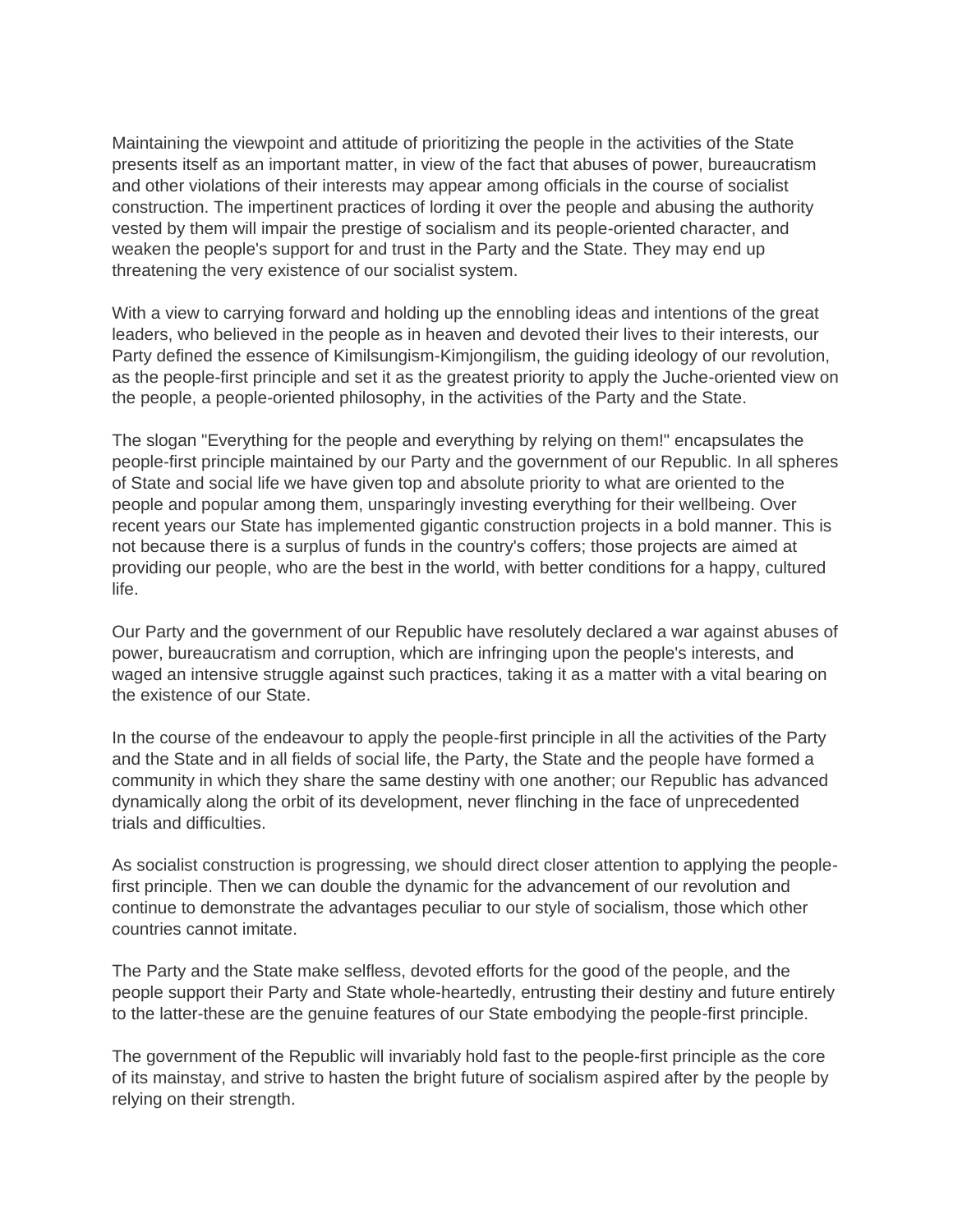Maintaining the viewpoint and attitude of prioritizing the people in the activities of the State presents itself as an important matter, in view of the fact that abuses of power, bureaucratism and other violations of their interests may appear among officials in the course of socialist construction. The impertinent practices of lording it over the people and abusing the authority vested by them will impair the prestige of socialism and its people-oriented character, and weaken the people's support for and trust in the Party and the State. They may end up threatening the very existence of our socialist system.

With a view to carrying forward and holding up the ennobling ideas and intentions of the great leaders, who believed in the people as in heaven and devoted their lives to their interests, our Party defined the essence of Kimilsungism-Kimjongilism, the guiding ideology of our revolution, as the people-first principle and set it as the greatest priority to apply the Juche-oriented view on the people, a people-oriented philosophy, in the activities of the Party and the State.

The slogan "Everything for the people and everything by relying on them!" encapsulates the people-first principle maintained by our Party and the government of our Republic. In all spheres of State and social life we have given top and absolute priority to what are oriented to the people and popular among them, unsparingly investing everything for their wellbeing. Over recent years our State has implemented gigantic construction projects in a bold manner. This is not because there is a surplus of funds in the country's coffers; those projects are aimed at providing our people, who are the best in the world, with better conditions for a happy, cultured life.

Our Party and the government of our Republic have resolutely declared a war against abuses of power, bureaucratism and corruption, which are infringing upon the people's interests, and waged an intensive struggle against such practices, taking it as a matter with a vital bearing on the existence of our State.

In the course of the endeavour to apply the people-first principle in all the activities of the Party and the State and in all fields of social life, the Party, the State and the people have formed a community in which they share the same destiny with one another; our Republic has advanced dynamically along the orbit of its development, never flinching in the face of unprecedented trials and difficulties.

As socialist construction is progressing, we should direct closer attention to applying the people-first principle. Then we can double the dynamic for the advancement of our revolution and continue to demonstrate the advantages peculiar to our style of socialism, those which other countries cannot imitate.

The Party and the State make selfless, devoted efforts for the good of the people, and the people support their Party and State whole-heartedly, entrusting their destiny and future entirely to the latter-these are the genuine features of our State embodying the people-first principle.

The government of the Republic will invariably hold fast to the people-first principle as the core of its mainstay, and strive to hasten the bright future of socialism aspired after by the people by relying on their strength.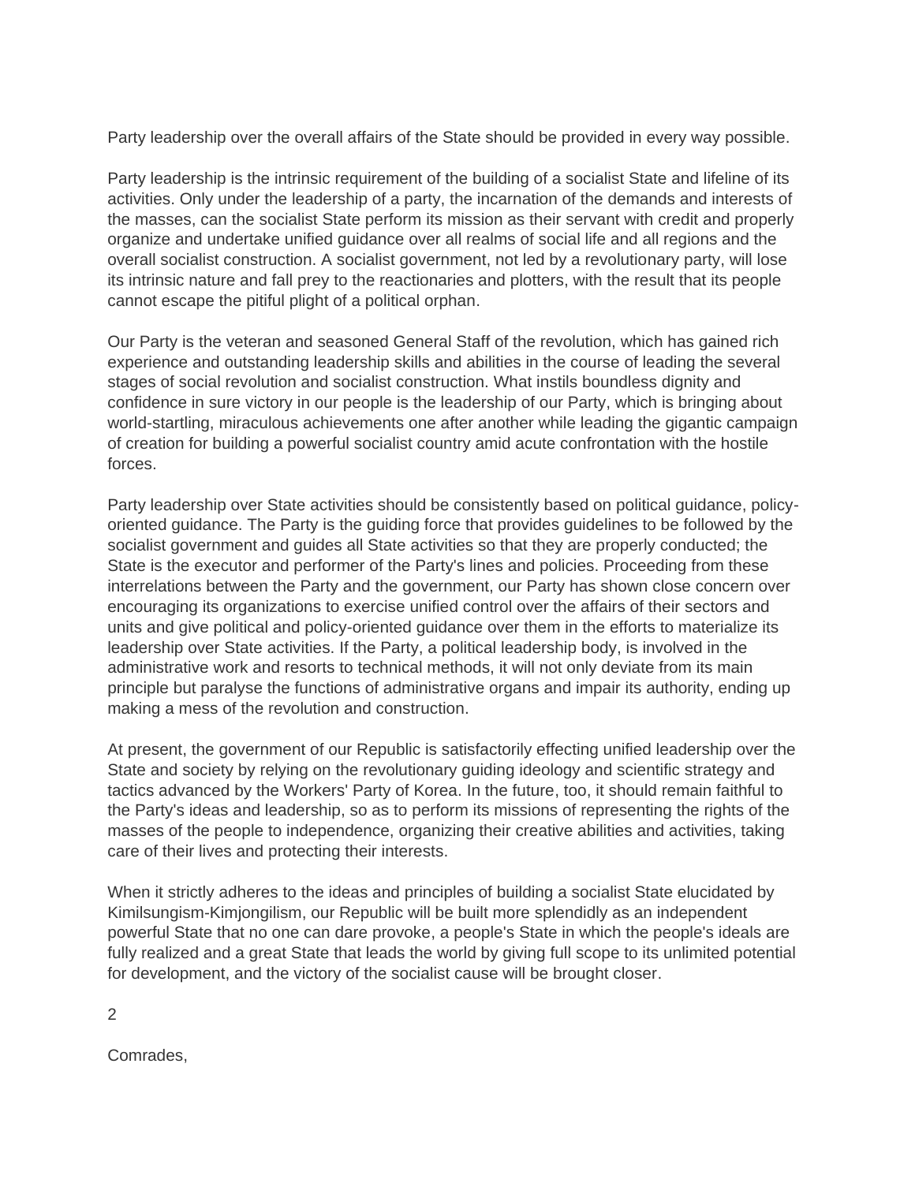Party leadership over the overall affairs of the State should be provided in every way possible.

Party leadership is the intrinsic requirement of the building of a socialist State and lifeline of its activities. Only under the leadership of a party, the incarnation of the demands and interests of the masses, can the socialist State perform its mission as their servant with credit and properly organize and undertake unified guidance over all realms of social life and all regions and the overall socialist construction. A socialist government, not led by a revolutionary party, will lose its intrinsic nature and fall prey to the reactionaries and plotters, with the result that its people cannot escape the pitiful plight of a political orphan.

Our Party is the veteran and seasoned General Staff of the revolution, which has gained rich experience and outstanding leadership skills and abilities in the course of leading the several stages of social revolution and socialist construction. What instils boundless dignity and confidence in sure victory in our people is the leadership of our Party, which is bringing about world-startling, miraculous achievements one after another while leading the gigantic campaign of creation for building a powerful socialist country amid acute confrontation with the hostile forces.

Party leadership over State activities should be consistently based on political guidance, policy-oriented guidance. The Party is the guiding force that provides guidelines to be followed by the socialist government and guides all State activities so that they are properly conducted; the State is the executor and performer of the Party's lines and policies. Proceeding from these interrelations between the Party and the government, our Party has shown close concern over encouraging its organizations to exercise unified control over the affairs of their sectors and units and give political and policy-oriented guidance over them in the efforts to materialize its leadership over State activities. If the Party, a political leadership body, is involved in the administrative work and resorts to technical methods, it will not only deviate from its main principle but paralyse the functions of administrative organs and impair its authority, ending up making a mess of the revolution and construction.

At present, the government of our Republic is satisfactorily effecting unified leadership over the State and society by relying on the revolutionary guiding ideology and scientific strategy and tactics advanced by the Workers' Party of Korea. In the future, too, it should remain faithful to the Party's ideas and leadership, so as to perform its missions of representing the rights of the masses of the people to independence, organizing their creative abilities and activities, taking care of their lives and protecting their interests.

When it strictly adheres to the ideas and principles of building a socialist State elucidated by Kimilsungism-Kimjongilism, our Republic will be built more splendidly as an independent powerful State that no one can dare provoke, a people's State in which the people's ideals are fully realized and a great State that leads the world by giving full scope to its unlimited potential for development, and the victory of the socialist cause will be brought closer.

## 2

Comrades,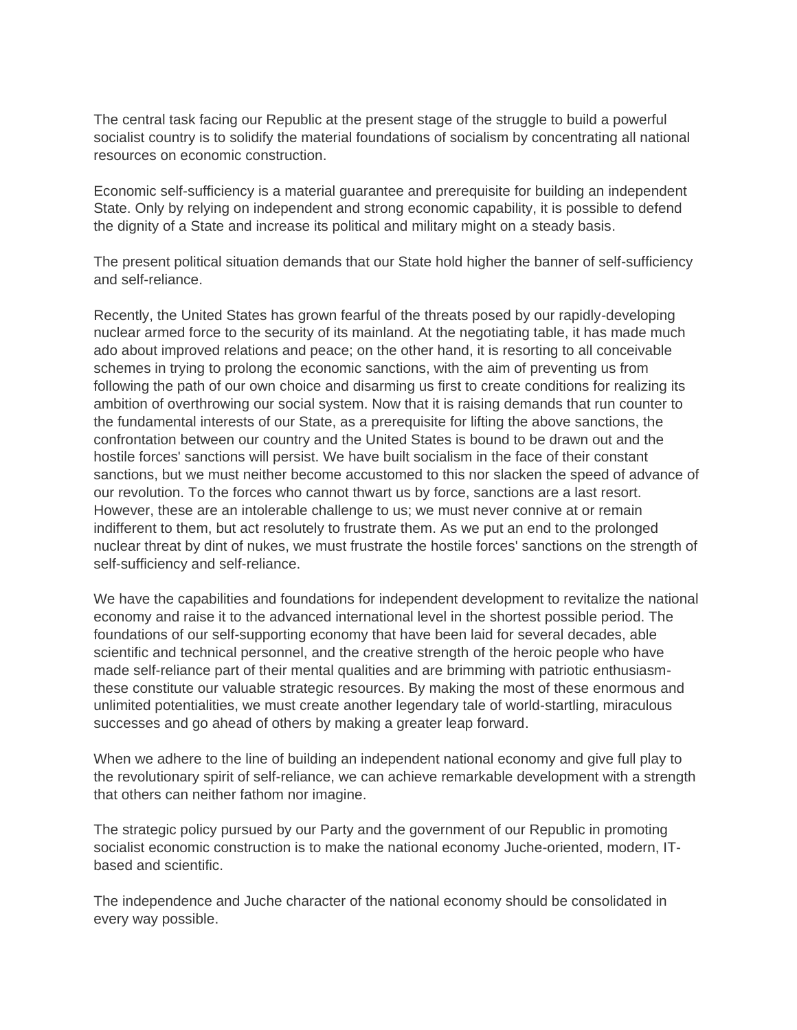The central task facing our Republic at the present stage of the struggle to build a powerful socialist country is to solidify the material foundations of socialism by concentrating all national resources on economic construction.

Economic self-sufficiency is a material guarantee and prerequisite for building an independent State. Only by relying on independent and strong economic capability, it is possible to defend the dignity of a State and increase its political and military might on a steady basis.

The present political situation demands that our State hold higher the banner of self-sufficiency and self-reliance.

Recently, the United States has grown fearful of the threats posed by our rapidly-developing nuclear armed force to the security of its mainland. At the negotiating table, it has made much ado about improved relations and peace; on the other hand, it is resorting to all conceivable schemes in trying to prolong the economic sanctions, with the aim of preventing us from following the path of our own choice and disarming us first to create conditions for realizing its ambition of overthrowing our social system. Now that it is raising demands that run counter to the fundamental interests of our State, as a prerequisite for lifting the above sanctions, the confrontation between our country and the United States is bound to be drawn out and the hostile forces' sanctions will persist. We have built socialism in the face of their constant sanctions, but we must neither become accustomed to this nor slacken the speed of advance of our revolution. To the forces who cannot thwart us by force, sanctions are a last resort. However, these are an intolerable challenge to us; we must never connive at or remain indifferent to them, but act resolutely to frustrate them. As we put an end to the prolonged nuclear threat by dint of nukes, we must frustrate the hostile forces' sanctions on the strength of self-sufficiency and self-reliance.

We have the capabilities and foundations for independent development to revitalize the national economy and raise it to the advanced international level in the shortest possible period. The foundations of our self-supporting economy that have been laid for several decades, able scientific and technical personnel, and the creative strength of the heroic people who have made self-reliance part of their mental qualities and are brimming with patriotic enthusiasm-these constitute our valuable strategic resources. By making the most of these enormous and unlimited potentialities, we must create another legendary tale of world-startling, miraculous successes and go ahead of others by making a greater leap forward.

When we adhere to the line of building an independent national economy and give full play to the revolutionary spirit of self-reliance, we can achieve remarkable development with a strength that others can neither fathom nor imagine.

The strategic policy pursued by our Party and the government of our Republic in promoting socialist economic construction is to make the national economy Juche-oriented, modern, IT-based and scientific.

The independence and Juche character of the national economy should be consolidated in every way possible.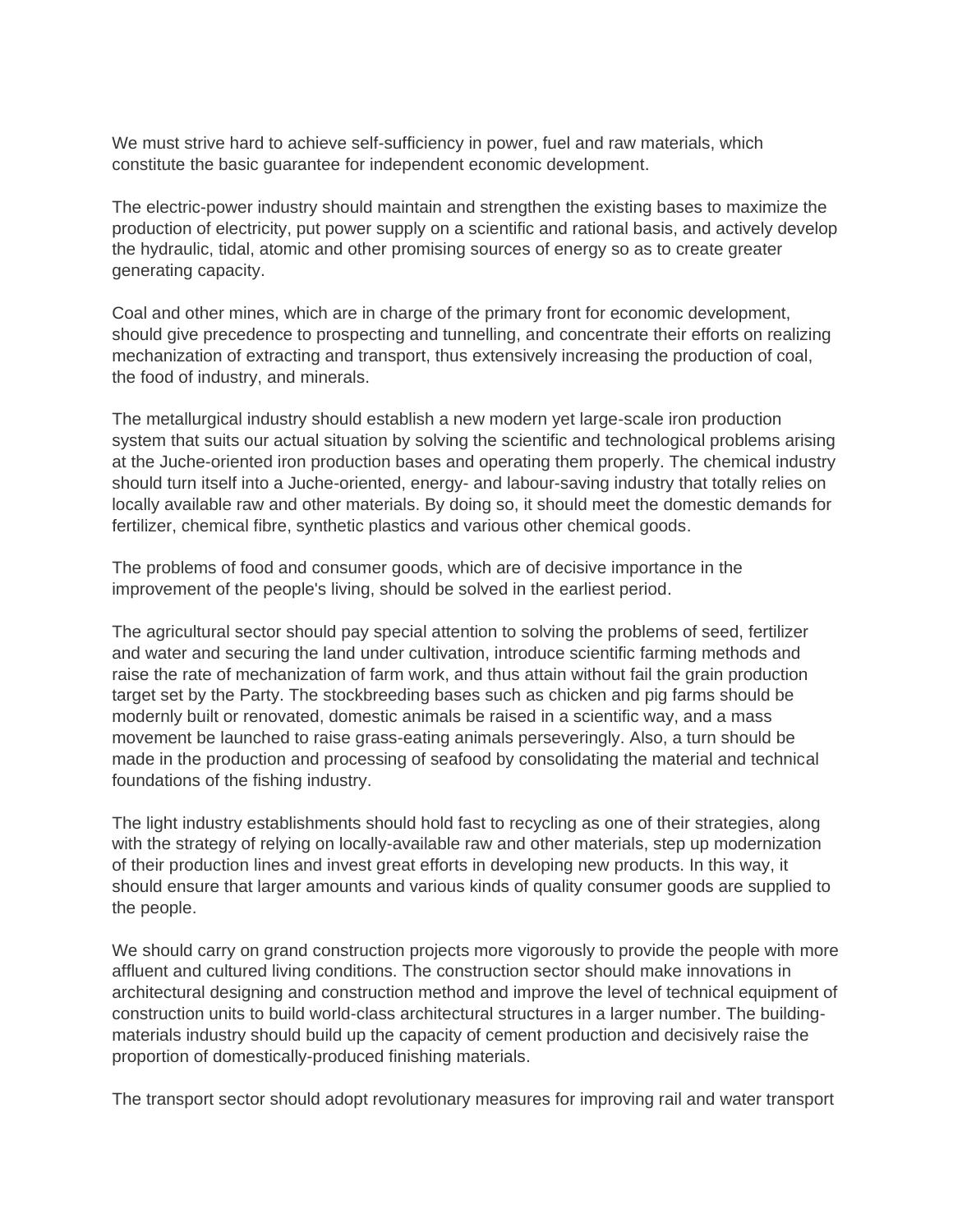We must strive hard to achieve self-sufficiency in power, fuel and raw materials, which constitute the basic guarantee for independent economic development.

The electric-power industry should maintain and strengthen the existing bases to maximize the production of electricity, put power supply on a scientific and rational basis, and actively develop the hydraulic, tidal, atomic and other promising sources of energy so as to create greater generating capacity.

Coal and other mines, which are in charge of the primary front for economic development, should give precedence to prospecting and tunnelling, and concentrate their efforts on realizing mechanization of extracting and transport, thus extensively increasing the production of coal, the food of industry, and minerals.

The metallurgical industry should establish a new modern yet large-scale iron production system that suits our actual situation by solving the scientific and technological problems arising at the Juche-oriented iron production bases and operating them properly. The chemical industry should turn itself into a Juche-oriented, energy- and labour-saving industry that totally relies on locally available raw and other materials. By doing so, it should meet the domestic demands for fertilizer, chemical fibre, synthetic plastics and various other chemical goods.

The problems of food and consumer goods, which are of decisive importance in the improvement of the people's living, should be solved in the earliest period.

The agricultural sector should pay special attention to solving the problems of seed, fertilizer and water and securing the land under cultivation, introduce scientific farming methods and raise the rate of mechanization of farm work, and thus attain without fail the grain production target set by the Party. The stockbreeding bases such as chicken and pig farms should be modernly built or renovated, domestic animals be raised in a scientific way, and a mass movement be launched to raise grass-eating animals perseveringly. Also, a turn should be made in the production and processing of seafood by consolidating the material and technical foundations of the fishing industry.

The light industry establishments should hold fast to recycling as one of their strategies, along with the strategy of relying on locally-available raw and other materials, step up modernization of their production lines and invest great efforts in developing new products. In this way, it should ensure that larger amounts and various kinds of quality consumer goods are supplied to the people.

We should carry on grand construction projects more vigorously to provide the people with more affluent and cultured living conditions. The construction sector should make innovations in architectural designing and construction method and improve the level of technical equipment of construction units to build world-class architectural structures in a larger number. The building-materials industry should build up the capacity of cement production and decisively raise the proportion of domestically-produced finishing materials.

The transport sector should adopt revolutionary measures for improving rail and water transport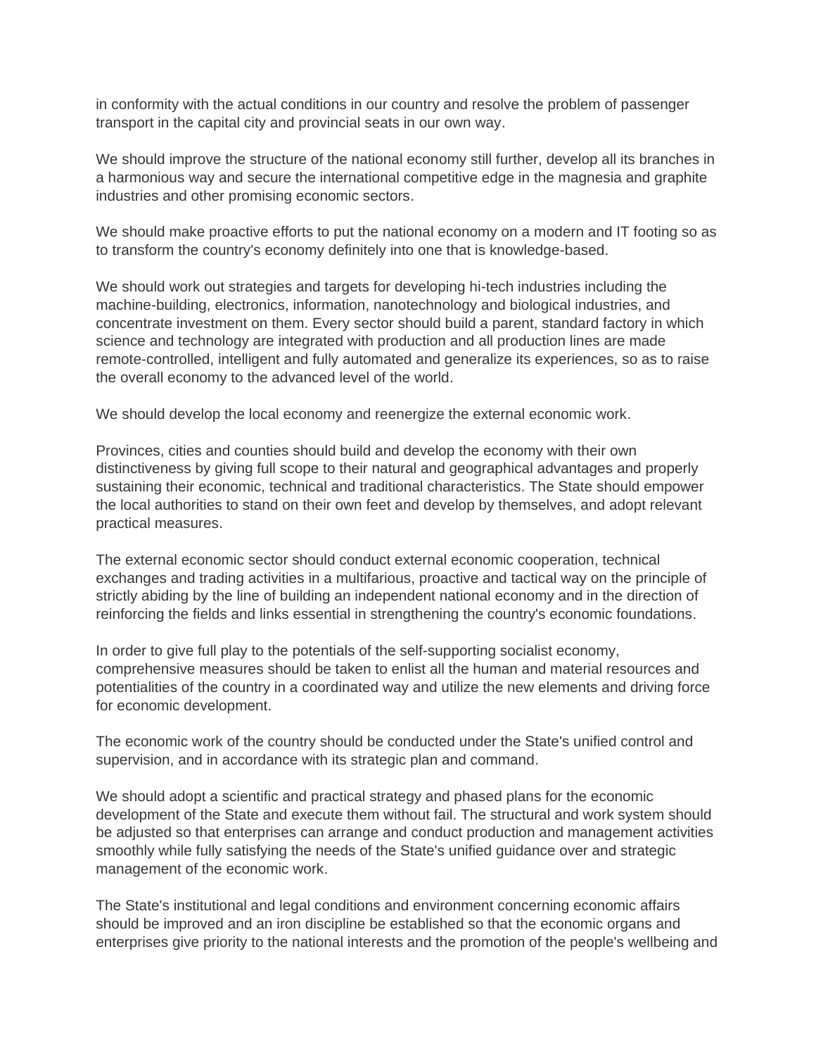in conformity with the actual conditions in our country and resolve the problem of passenger transport in the capital city and provincial seats in our own way.

We should improve the structure of the national economy still further, develop all its branches in a harmonious way and secure the international competitive edge in the magnesia and graphite industries and other promising economic sectors.

We should make proactive efforts to put the national economy on a modern and IT footing so as to transform the country's economy definitely into one that is knowledge-based.

We should work out strategies and targets for developing hi-tech industries including the machine-building, electronics, information, nanotechnology and biological industries, and concentrate investment on them. Every sector should build a parent, standard factory in which science and technology are integrated with production and all production lines are made remote-controlled, intelligent and fully automated and generalize its experiences, so as to raise the overall economy to the advanced level of the world.

We should develop the local economy and reenergize the external economic work.

Provinces, cities and counties should build and develop the economy with their own distinctiveness by giving full scope to their natural and geographical advantages and properly sustaining their economic, technical and traditional characteristics. The State should empower the local authorities to stand on their own feet and develop by themselves, and adopt relevant practical measures.

The external economic sector should conduct external economic cooperation, technical exchanges and trading activities in a multifarious, proactive and tactical way on the principle of strictly abiding by the line of building an independent national economy and in the direction of reinforcing the fields and links essential in strengthening the country's economic foundations.

In order to give full play to the potentials of the self-supporting socialist economy, comprehensive measures should be taken to enlist all the human and material resources and potentialities of the country in a coordinated way and utilize the new elements and driving force for economic development.

The economic work of the country should be conducted under the State's unified control and supervision, and in accordance with its strategic plan and command.

We should adopt a scientific and practical strategy and phased plans for the economic development of the State and execute them without fail. The structural and work system should be adjusted so that enterprises can arrange and conduct production and management activities smoothly while fully satisfying the needs of the State's unified guidance over and strategic management of the economic work.

The State's institutional and legal conditions and environment concerning economic affairs should be improved and an iron discipline be established so that the economic organs and enterprises give priority to the national interests and the promotion of the people's wellbeing and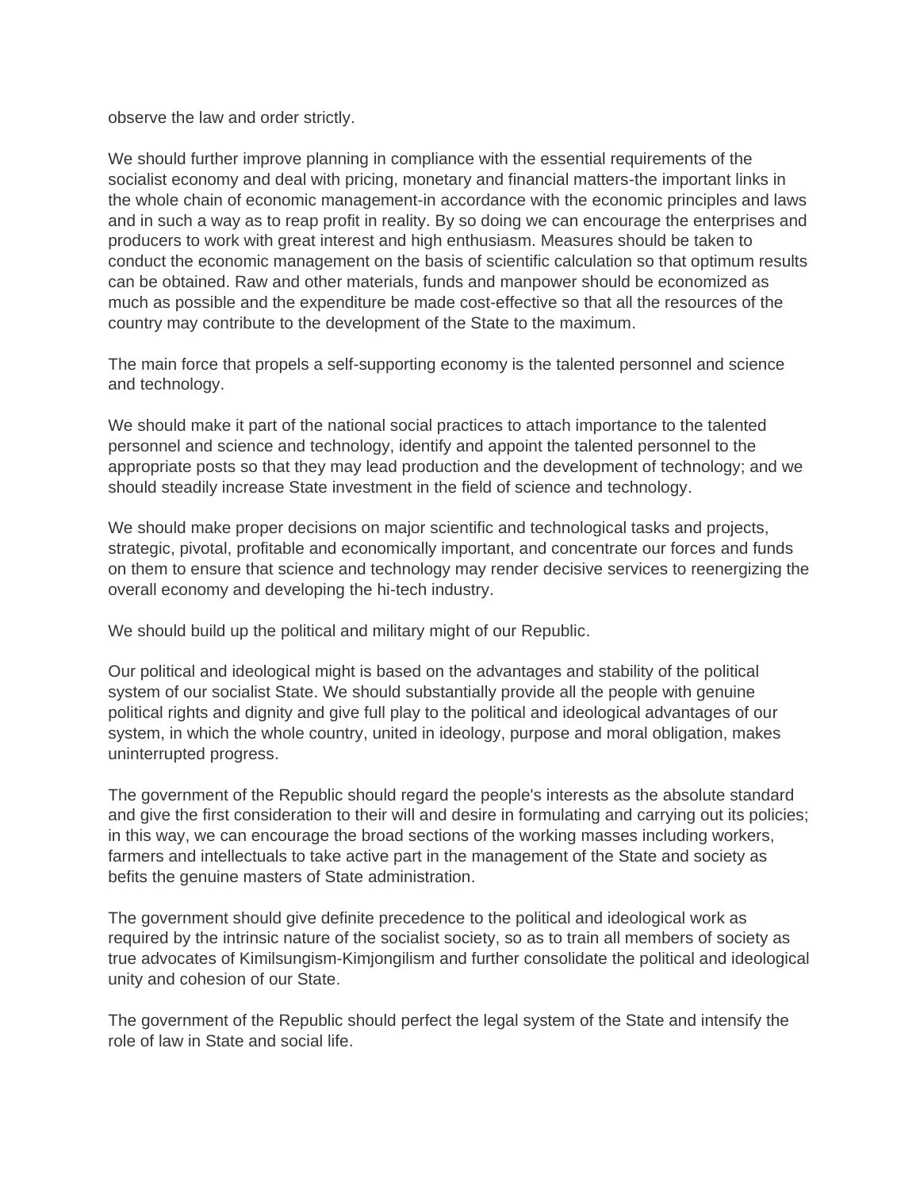observe the law and order strictly.

We should further improve planning in compliance with the essential requirements of the socialist economy and deal with pricing, monetary and financial matters-the important links in the whole chain of economic management-in accordance with the economic principles and laws and in such a way as to reap profit in reality. By so doing we can encourage the enterprises and producers to work with great interest and high enthusiasm. Measures should be taken to conduct the economic management on the basis of scientific calculation so that optimum results can be obtained. Raw and other materials, funds and manpower should be economized as much as possible and the expenditure be made cost-effective so that all the resources of the country may contribute to the development of the State to the maximum.

The main force that propels a self-supporting economy is the talented personnel and science and technology.

We should make it part of the national social practices to attach importance to the talented personnel and science and technology, identify and appoint the talented personnel to the appropriate posts so that they may lead production and the development of technology; and we should steadily increase State investment in the field of science and technology.

We should make proper decisions on major scientific and technological tasks and projects, strategic, pivotal, profitable and economically important, and concentrate our forces and funds on them to ensure that science and technology may render decisive services to reenergizing the overall economy and developing the hi-tech industry.

We should build up the political and military might of our Republic.

Our political and ideological might is based on the advantages and stability of the political system of our socialist State. We should substantially provide all the people with genuine political rights and dignity and give full play to the political and ideological advantages of our system, in which the whole country, united in ideology, purpose and moral obligation, makes uninterrupted progress.

The government of the Republic should regard the people's interests as the absolute standard and give the first consideration to their will and desire in formulating and carrying out its policies; in this way, we can encourage the broad sections of the working masses including workers, farmers and intellectuals to take active part in the management of the State and society as befits the genuine masters of State administration.

The government should give definite precedence to the political and ideological work as required by the intrinsic nature of the socialist society, so as to train all members of society as true advocates of Kimilsungism-Kimjongilism and further consolidate the political and ideological unity and cohesion of our State.

The government of the Republic should perfect the legal system of the State and intensify the role of law in State and social life.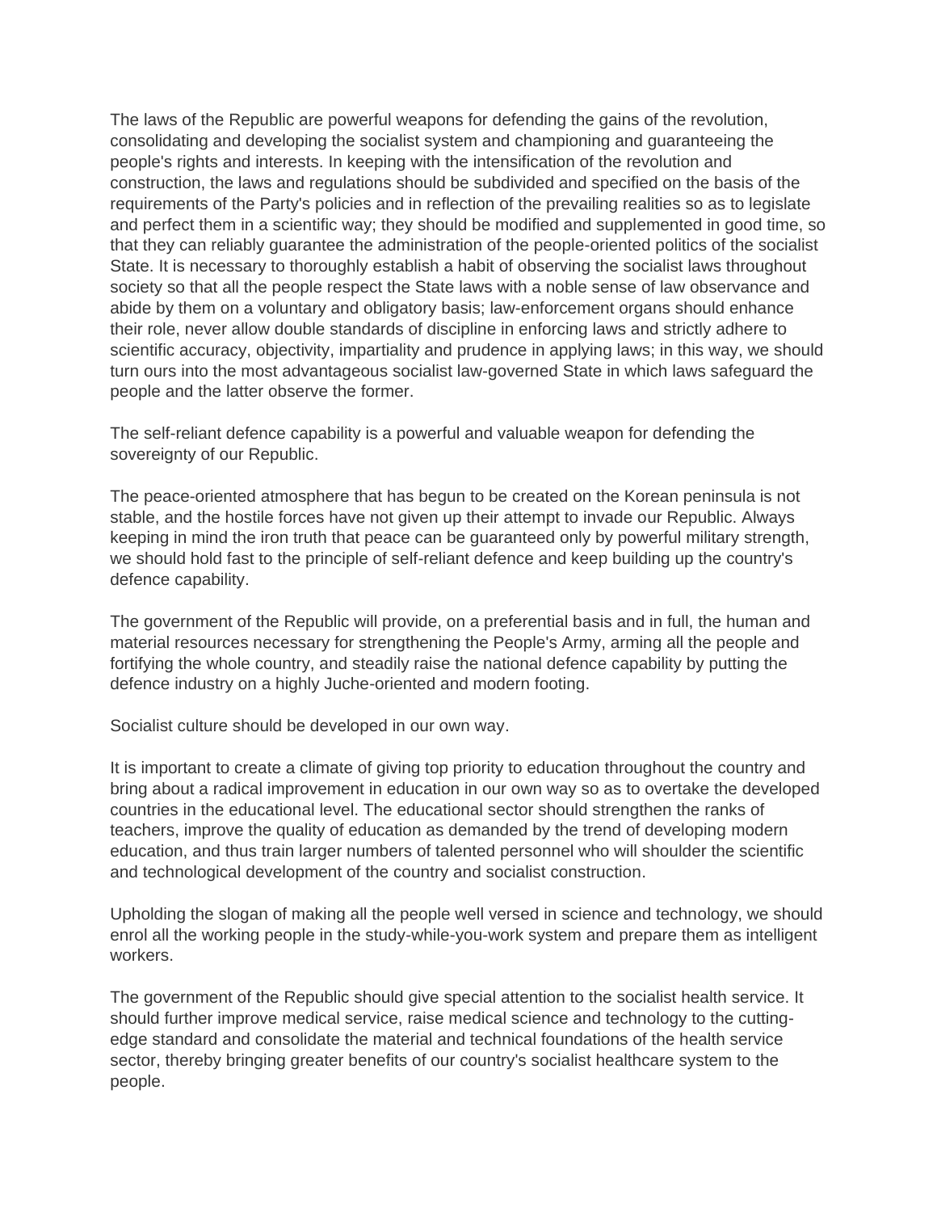The laws of the Republic are powerful weapons for defending the gains of the revolution, consolidating and developing the socialist system and championing and guaranteeing the people's rights and interests. In keeping with the intensification of the revolution and construction, the laws and regulations should be subdivided and specified on the basis of the requirements of the Party's policies and in reflection of the prevailing realities so as to legislate and perfect them in a scientific way; they should be modified and supplemented in good time, so that they can reliably guarantee the administration of the people-oriented politics of the socialist State. It is necessary to thoroughly establish a habit of observing the socialist laws throughout society so that all the people respect the State laws with a noble sense of law observance and abide by them on a voluntary and obligatory basis; law-enforcement organs should enhance their role, never allow double standards of discipline in enforcing laws and strictly adhere to scientific accuracy, objectivity, impartiality and prudence in applying laws; in this way, we should turn ours into the most advantageous socialist law-governed State in which laws safeguard the people and the latter observe the former.

The self-reliant defence capability is a powerful and valuable weapon for defending the sovereignty of our Republic.

The peace-oriented atmosphere that has begun to be created on the Korean peninsula is not stable, and the hostile forces have not given up their attempt to invade our Republic. Always keeping in mind the iron truth that peace can be guaranteed only by powerful military strength, we should hold fast to the principle of self-reliant defence and keep building up the country's defence capability.

The government of the Republic will provide, on a preferential basis and in full, the human and material resources necessary for strengthening the People's Army, arming all the people and fortifying the whole country, and steadily raise the national defence capability by putting the defence industry on a highly Juche-oriented and modern footing.

Socialist culture should be developed in our own way.

It is important to create a climate of giving top priority to education throughout the country and bring about a radical improvement in education in our own way so as to overtake the developed countries in the educational level. The educational sector should strengthen the ranks of teachers, improve the quality of education as demanded by the trend of developing modern education, and thus train larger numbers of talented personnel who will shoulder the scientific and technological development of the country and socialist construction.

Upholding the slogan of making all the people well versed in science and technology, we should enrol all the working people in the study-while-you-work system and prepare them as intelligent workers.

The government of the Republic should give special attention to the socialist health service. It should further improve medical service, raise medical science and technology to the cutting-edge standard and consolidate the material and technical foundations of the health service sector, thereby bringing greater benefits of our country's socialist healthcare system to the people.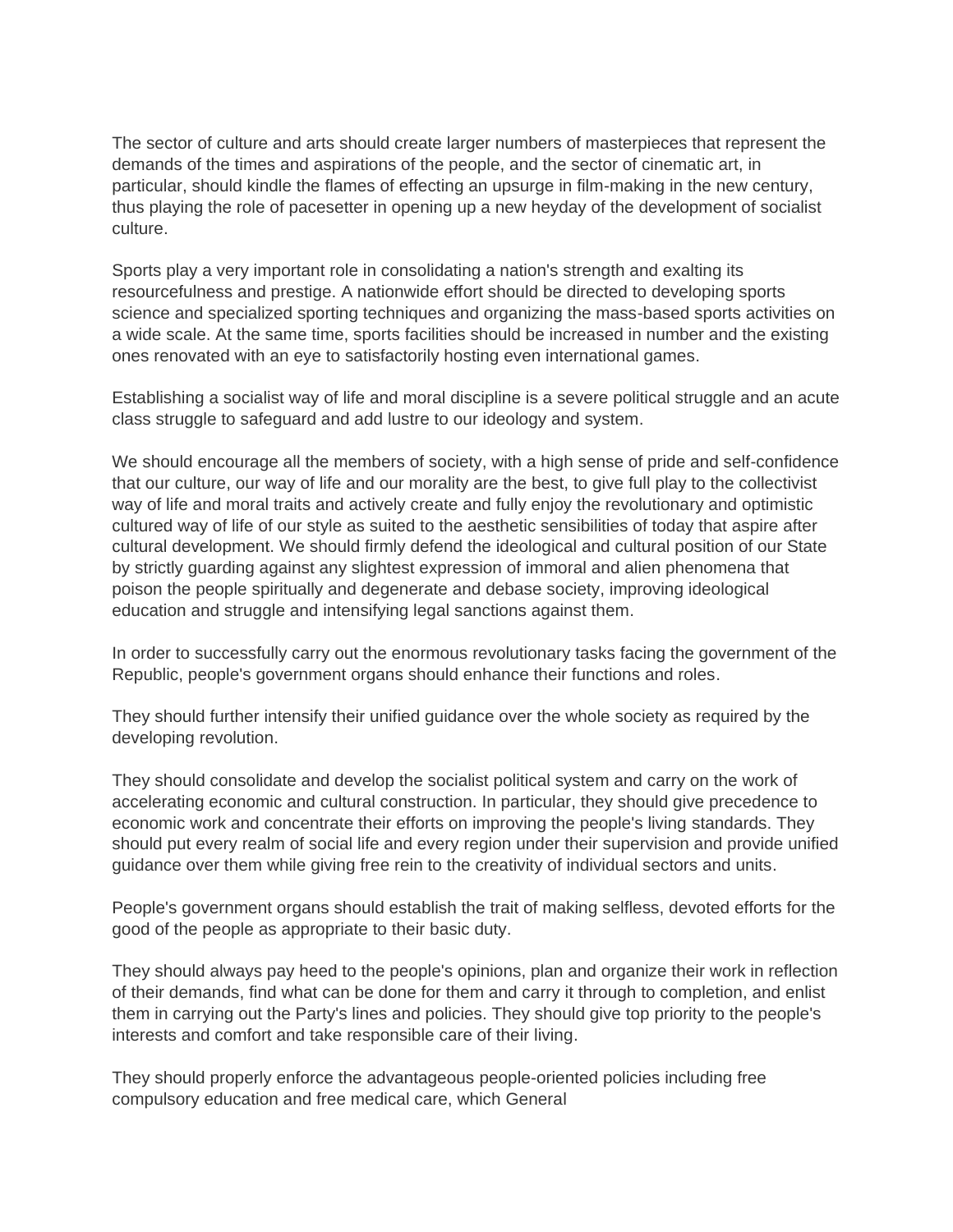The sector of culture and arts should create larger numbers of masterpieces that represent the demands of the times and aspirations of the people, and the sector of cinematic art, in particular, should kindle the flames of effecting an upsurge in film-making in the new century, thus playing the role of pacesetter in opening up a new heyday of the development of socialist culture.

Sports play a very important role in consolidating a nation's strength and exalting its resourcefulness and prestige. A nationwide effort should be directed to developing sports science and specialized sporting techniques and organizing the mass-based sports activities on a wide scale. At the same time, sports facilities should be increased in number and the existing ones renovated with an eye to satisfactorily hosting even international games.

Establishing a socialist way of life and moral discipline is a severe political struggle and an acute class struggle to safeguard and add lustre to our ideology and system.

We should encourage all the members of society, with a high sense of pride and self-confidence that our culture, our way of life and our morality are the best, to give full play to the collectivist way of life and moral traits and actively create and fully enjoy the revolutionary and optimistic cultured way of life of our style as suited to the aesthetic sensibilities of today that aspire after cultural development. We should firmly defend the ideological and cultural position of our State by strictly guarding against any slightest expression of immoral and alien phenomena that poison the people spiritually and degenerate and debase society, improving ideological education and struggle and intensifying legal sanctions against them.

In order to successfully carry out the enormous revolutionary tasks facing the government of the Republic, people's government organs should enhance their functions and roles.

They should further intensify their unified guidance over the whole society as required by the developing revolution.

They should consolidate and develop the socialist political system and carry on the work of accelerating economic and cultural construction. In particular, they should give precedence to economic work and concentrate their efforts on improving the people's living standards. They should put every realm of social life and every region under their supervision and provide unified guidance over them while giving free rein to the creativity of individual sectors and units.

People's government organs should establish the trait of making selfless, devoted efforts for the good of the people as appropriate to their basic duty.

They should always pay heed to the people's opinions, plan and organize their work in reflection of their demands, find what can be done for them and carry it through to completion, and enlist them in carrying out the Party's lines and policies. They should give top priority to the people's interests and comfort and take responsible care of their living.

They should properly enforce the advantageous people-oriented policies including free compulsory education and free medical care, which General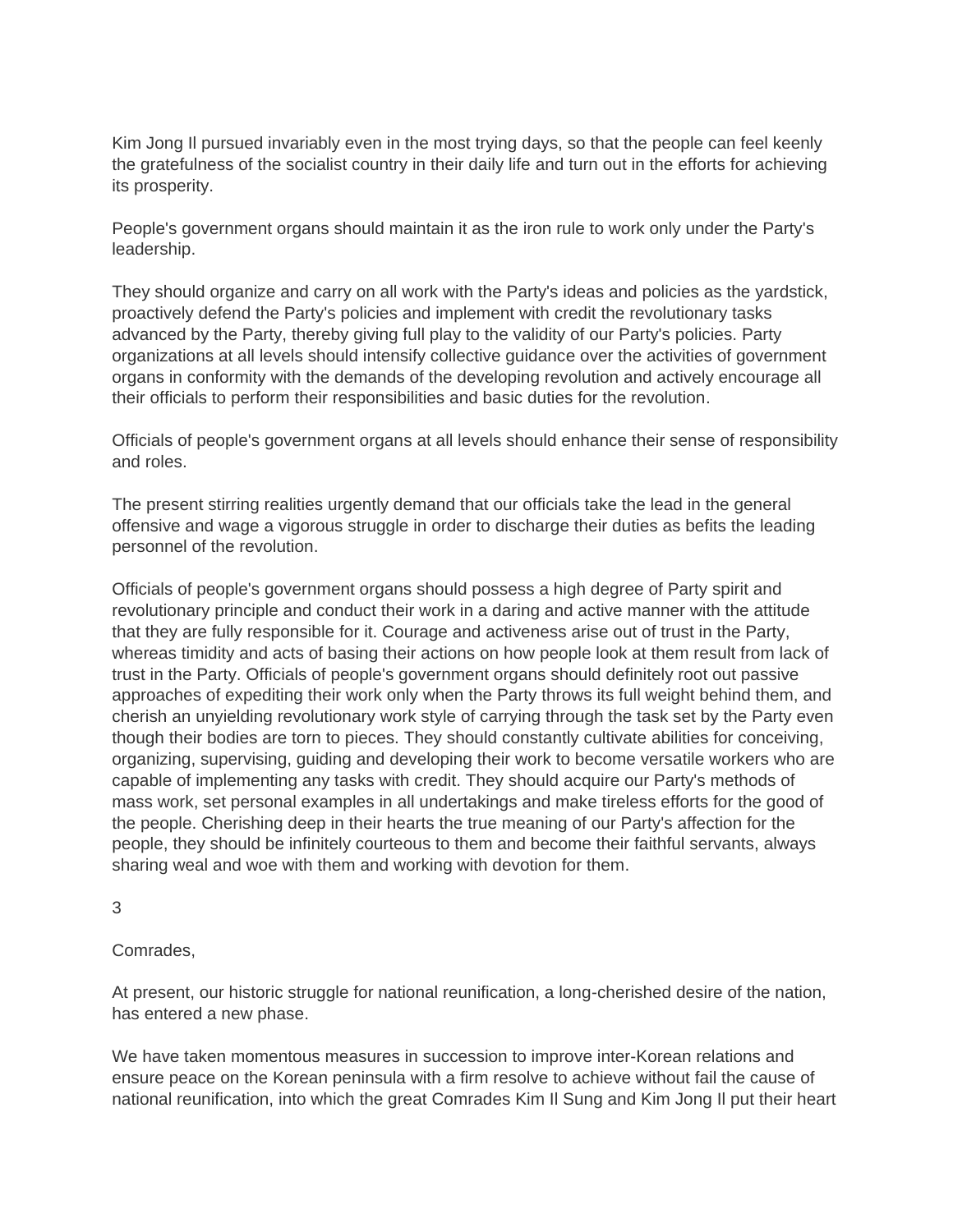Kim Jong Il pursued invariably even in the most trying days, so that the people can feel keenly the gratefulness of the socialist country in their daily life and turn out in the efforts for achieving its prosperity.

People's government organs should maintain it as the iron rule to work only under the Party's leadership.

They should organize and carry on all work with the Party's ideas and policies as the yardstick, proactively defend the Party's policies and implement with credit the revolutionary tasks advanced by the Party, thereby giving full play to the validity of our Party's policies. Party organizations at all levels should intensify collective guidance over the activities of government organs in conformity with the demands of the developing revolution and actively encourage all their officials to perform their responsibilities and basic duties for the revolution.

Officials of people's government organs at all levels should enhance their sense of responsibility and roles.

The present stirring realities urgently demand that our officials take the lead in the general offensive and wage a vigorous struggle in order to discharge their duties as befits the leading personnel of the revolution.

Officials of people's government organs should possess a high degree of Party spirit and revolutionary principle and conduct their work in a daring and active manner with the attitude that they are fully responsible for it. Courage and activeness arise out of trust in the Party, whereas timidity and acts of basing their actions on how people look at them result from lack of trust in the Party. Officials of people's government organs should definitely root out passive approaches of expediting their work only when the Party throws its full weight behind them, and cherish an unyielding revolutionary work style of carrying through the task set by the Party even though their bodies are torn to pieces. They should constantly cultivate abilities for conceiving, organizing, supervising, guiding and developing their work to become versatile workers who are capable of implementing any tasks with credit. They should acquire our Party's methods of mass work, set personal examples in all undertakings and make tireless efforts for the good of the people. Cherishing deep in their hearts the true meaning of our Party's affection for the people, they should be infinitely courteous to them and become their faithful servants, always sharing weal and woe with them and working with devotion for them.

## 3

Comrades,

At present, our historic struggle for national reunification, a long-cherished desire of the nation, has entered a new phase.

We have taken momentous measures in succession to improve inter-Korean relations and ensure peace on the Korean peninsula with a firm resolve to achieve without fail the cause of national reunification, into which the great Comrades Kim Il Sung and Kim Jong Il put their heart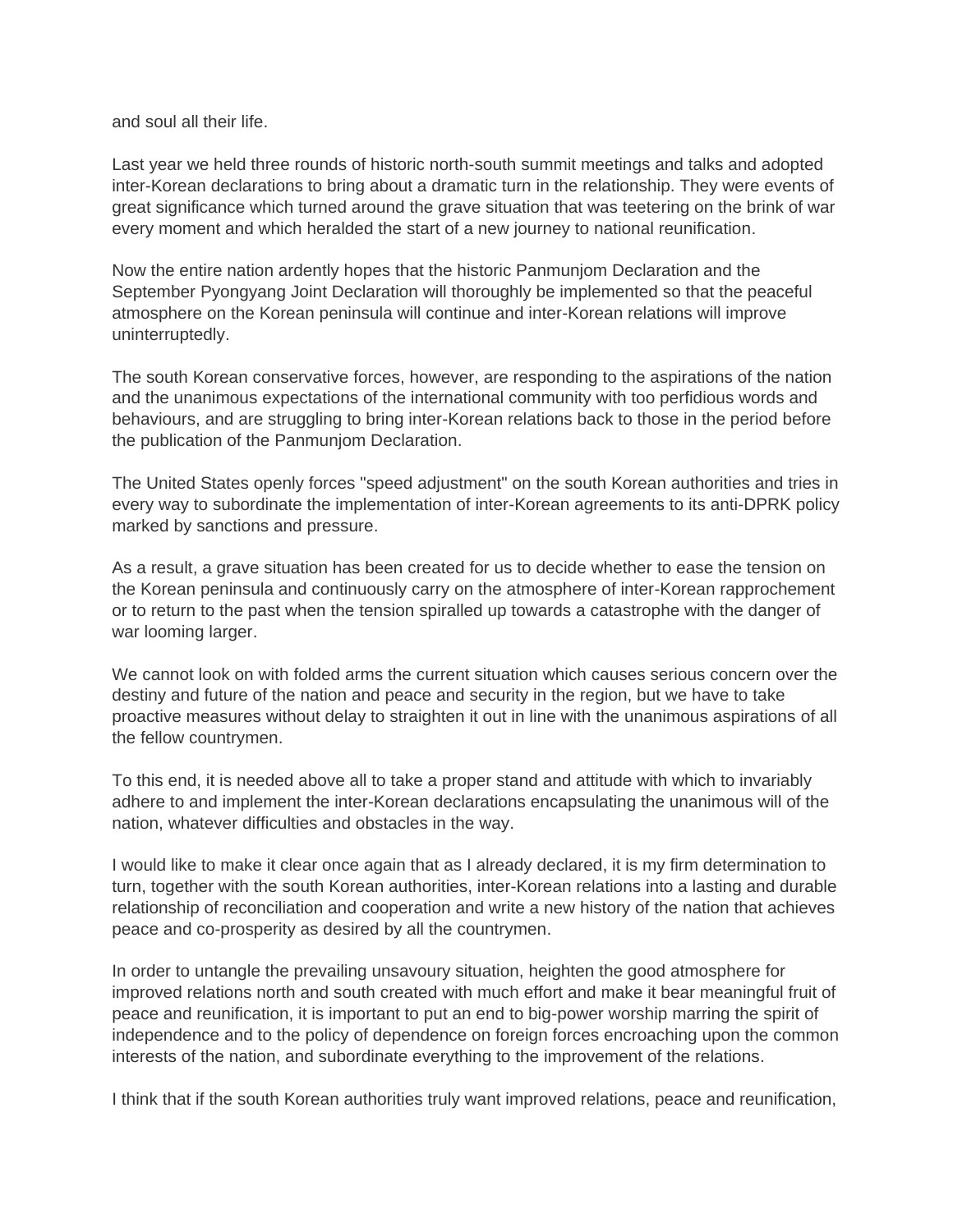and soul all their life.

Last year we held three rounds of historic north-south summit meetings and talks and adopted inter-Korean declarations to bring about a dramatic turn in the relationship. They were events of great significance which turned around the grave situation that was teetering on the brink of war every moment and which heralded the start of a new journey to national reunification.

Now the entire nation ardently hopes that the historic Panmunjom Declaration and the September Pyongyang Joint Declaration will thoroughly be implemented so that the peaceful atmosphere on the Korean peninsula will continue and inter-Korean relations will improve uninterruptedly.

The south Korean conservative forces, however, are responding to the aspirations of the nation and the unanimous expectations of the international community with too perfidious words and behaviours, and are struggling to bring inter-Korean relations back to those in the period before the publication of the Panmunjom Declaration.

The United States openly forces "speed adjustment" on the south Korean authorities and tries in every way to subordinate the implementation of inter-Korean agreements to its anti-DPRK policy marked by sanctions and pressure.

As a result, a grave situation has been created for us to decide whether to ease the tension on the Korean peninsula and continuously carry on the atmosphere of inter-Korean rapprochement or to return to the past when the tension spiralled up towards a catastrophe with the danger of war looming larger.

We cannot look on with folded arms the current situation which causes serious concern over the destiny and future of the nation and peace and security in the region, but we have to take proactive measures without delay to straighten it out in line with the unanimous aspirations of all the fellow countrymen.

To this end, it is needed above all to take a proper stand and attitude with which to invariably adhere to and implement the inter-Korean declarations encapsulating the unanimous will of the nation, whatever difficulties and obstacles in the way.

I would like to make it clear once again that as I already declared, it is my firm determination to turn, together with the south Korean authorities, inter-Korean relations into a lasting and durable relationship of reconciliation and cooperation and write a new history of the nation that achieves peace and co-prosperity as desired by all the countrymen.

In order to untangle the prevailing unsavoury situation, heighten the good atmosphere for improved relations north and south created with much effort and make it bear meaningful fruit of peace and reunification, it is important to put an end to big-power worship marring the spirit of independence and to the policy of dependence on foreign forces encroaching upon the common interests of the nation, and subordinate everything to the improvement of the relations.

I think that if the south Korean authorities truly want improved relations, peace and reunification,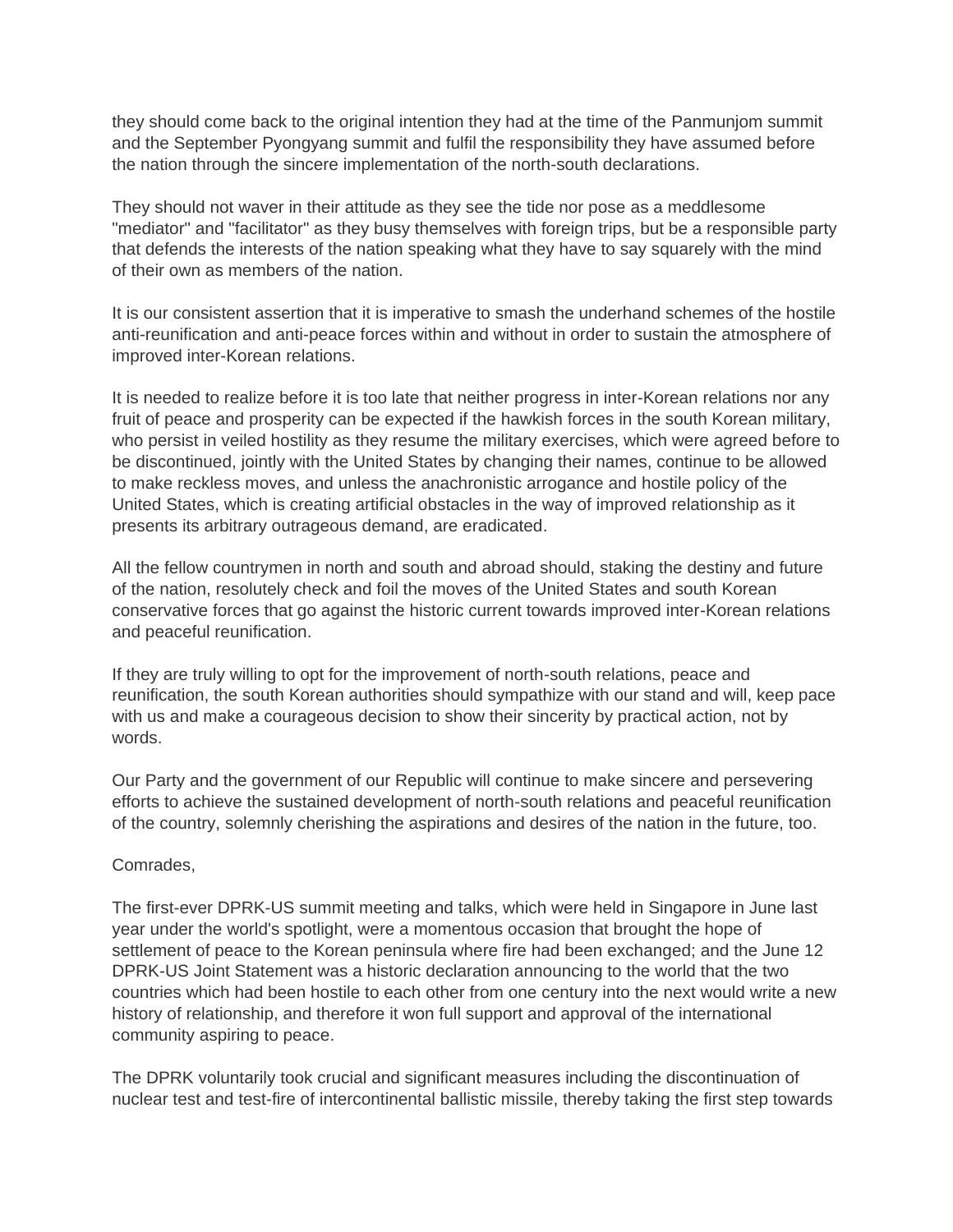they should come back to the original intention they had at the time of the Panmunjom summit and the September Pyongyang summit and fulfil the responsibility they have assumed before the nation through the sincere implementation of the north-south declarations.

They should not waver in their attitude as they see the tide nor pose as a meddlesome "mediator" and "facilitator" as they busy themselves with foreign trips, but be a responsible party that defends the interests of the nation speaking what they have to say squarely with the mind of their own as members of the nation.

It is our consistent assertion that it is imperative to smash the underhand schemes of the hostile anti-reunification and anti-peace forces within and without in order to sustain the atmosphere of improved inter-Korean relations.

It is needed to realize before it is too late that neither progress in inter-Korean relations nor any fruit of peace and prosperity can be expected if the hawkish forces in the south Korean military, who persist in veiled hostility as they resume the military exercises, which were agreed before to be discontinued, jointly with the United States by changing their names, continue to be allowed to make reckless moves, and unless the anachronistic arrogance and hostile policy of the United States, which is creating artificial obstacles in the way of improved relationship as it presents its arbitrary outrageous demand, are eradicated.

All the fellow countrymen in north and south and abroad should, staking the destiny and future of the nation, resolutely check and foil the moves of the United States and south Korean conservative forces that go against the historic current towards improved inter-Korean relations and peaceful reunification.

If they are truly willing to opt for the improvement of north-south relations, peace and reunification, the south Korean authorities should sympathize with our stand and will, keep pace with us and make a courageous decision to show their sincerity by practical action, not by words.

Our Party and the government of our Republic will continue to make sincere and persevering efforts to achieve the sustained development of north-south relations and peaceful reunification of the country, solemnly cherishing the aspirations and desires of the nation in the future, too.

Comrades,

The first-ever DPRK-US summit meeting and talks, which were held in Singapore in June last year under the world's spotlight, were a momentous occasion that brought the hope of settlement of peace to the Korean peninsula where fire had been exchanged; and the June 12 DPRK-US Joint Statement was a historic declaration announcing to the world that the two countries which had been hostile to each other from one century into the next would write a new history of relationship, and therefore it won full support and approval of the international community aspiring to peace.

The DPRK voluntarily took crucial and significant measures including the discontinuation of nuclear test and test-fire of intercontinental ballistic missile, thereby taking the first step towards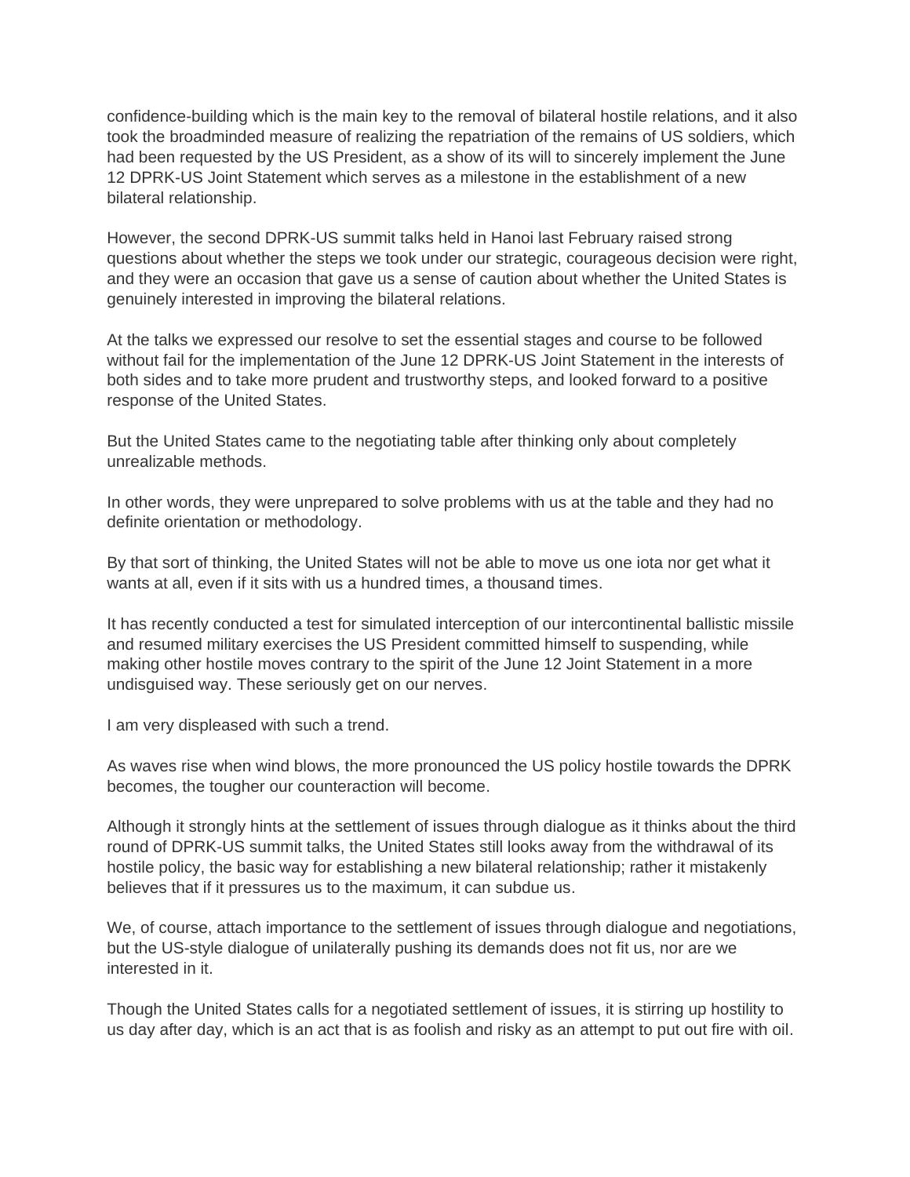confidence-building which is the main key to the removal of bilateral hostile relations, and it also took the broadminded measure of realizing the repatriation of the remains of US soldiers, which had been requested by the US President, as a show of its will to sincerely implement the June 12 DPRK-US Joint Statement which serves as a milestone in the establishment of a new bilateral relationship.

However, the second DPRK-US summit talks held in Hanoi last February raised strong questions about whether the steps we took under our strategic, courageous decision were right, and they were an occasion that gave us a sense of caution about whether the United States is genuinely interested in improving the bilateral relations.

At the talks we expressed our resolve to set the essential stages and course to be followed without fail for the implementation of the June 12 DPRK-US Joint Statement in the interests of both sides and to take more prudent and trustworthy steps, and looked forward to a positive response of the United States.

But the United States came to the negotiating table after thinking only about completely unrealizable methods.

In other words, they were unprepared to solve problems with us at the table and they had no definite orientation or methodology.

By that sort of thinking, the United States will not be able to move us one iota nor get what it wants at all, even if it sits with us a hundred times, a thousand times.

It has recently conducted a test for simulated interception of our intercontinental ballistic missile and resumed military exercises the US President committed himself to suspending, while making other hostile moves contrary to the spirit of the June 12 Joint Statement in a more undisguised way. These seriously get on our nerves.

I am very displeased with such a trend.

As waves rise when wind blows, the more pronounced the US policy hostile towards the DPRK becomes, the tougher our counteraction will become.

Although it strongly hints at the settlement of issues through dialogue as it thinks about the third round of DPRK-US summit talks, the United States still looks away from the withdrawal of its hostile policy, the basic way for establishing a new bilateral relationship; rather it mistakenly believes that if it pressures us to the maximum, it can subdue us.

We, of course, attach importance to the settlement of issues through dialogue and negotiations, but the US-style dialogue of unilaterally pushing its demands does not fit us, nor are we interested in it.

Though the United States calls for a negotiated settlement of issues, it is stirring up hostility to us day after day, which is an act that is as foolish and risky as an attempt to put out fire with oil.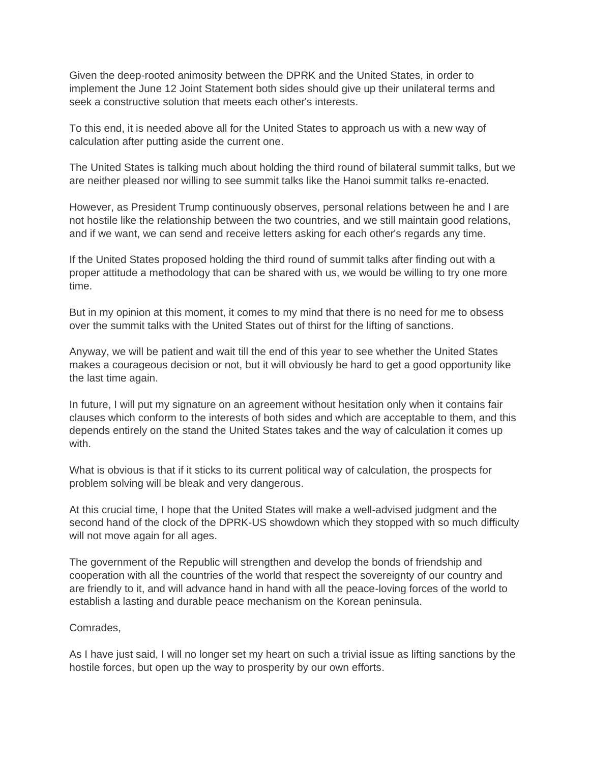Given the deep-rooted animosity between the DPRK and the United States, in order to implement the June 12 Joint Statement both sides should give up their unilateral terms and seek a constructive solution that meets each other's interests.

To this end, it is needed above all for the United States to approach us with a new way of calculation after putting aside the current one.

The United States is talking much about holding the third round of bilateral summit talks, but we are neither pleased nor willing to see summit talks like the Hanoi summit talks re-enacted.

However, as President Trump continuously observes, personal relations between he and I are not hostile like the relationship between the two countries, and we still maintain good relations, and if we want, we can send and receive letters asking for each other's regards any time.

If the United States proposed holding the third round of summit talks after finding out with a proper attitude a methodology that can be shared with us, we would be willing to try one more time.

But in my opinion at this moment, it comes to my mind that there is no need for me to obsess over the summit talks with the United States out of thirst for the lifting of sanctions.

Anyway, we will be patient and wait till the end of this year to see whether the United States makes a courageous decision or not, but it will obviously be hard to get a good opportunity like the last time again.

In future, I will put my signature on an agreement without hesitation only when it contains fair clauses which conform to the interests of both sides and which are acceptable to them, and this depends entirely on the stand the United States takes and the way of calculation it comes up with.

What is obvious is that if it sticks to its current political way of calculation, the prospects for problem solving will be bleak and very dangerous.

At this crucial time, I hope that the United States will make a well-advised judgment and the second hand of the clock of the DPRK-US showdown which they stopped with so much difficulty will not move again for all ages.

The government of the Republic will strengthen and develop the bonds of friendship and cooperation with all the countries of the world that respect the sovereignty of our country and are friendly to it, and will advance hand in hand with all the peace-loving forces of the world to establish a lasting and durable peace mechanism on the Korean peninsula.

Comrades,

As I have just said, I will no longer set my heart on such a trivial issue as lifting sanctions by the hostile forces, but open up the way to prosperity by our own efforts.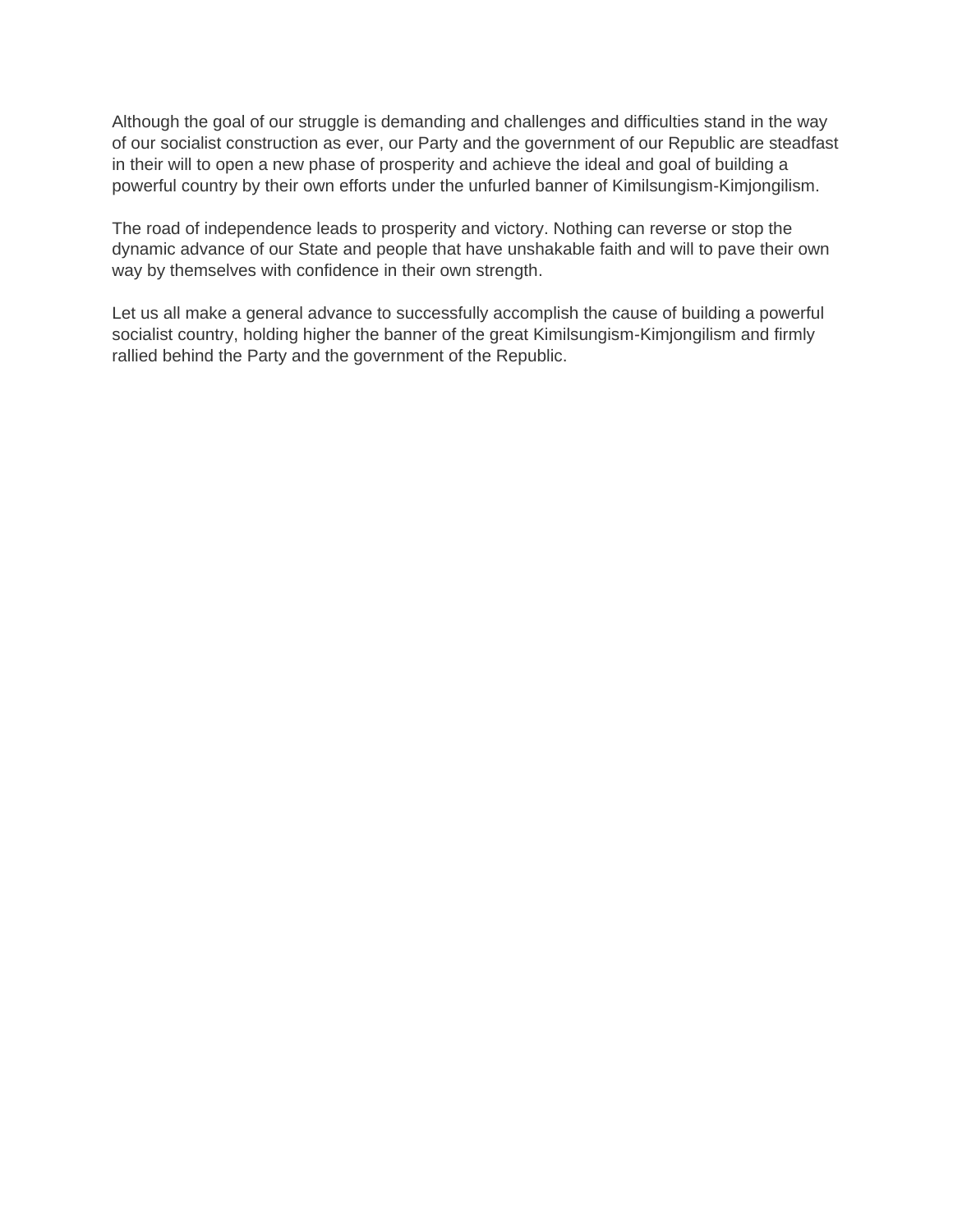Although the goal of our struggle is demanding and challenges and difficulties stand in the way of our socialist construction as ever, our Party and the government of our Republic are steadfast in their will to open a new phase of prosperity and achieve the ideal and goal of building a powerful country by their own efforts under the unfurled banner of Kimilsungism-Kimjongilism.

The road of independence leads to prosperity and victory. Nothing can reverse or stop the dynamic advance of our State and people that have unshakable faith and will to pave their own way by themselves with confidence in their own strength.

Let us all make a general advance to successfully accomplish the cause of building a powerful socialist country, holding higher the banner of the great Kimilsungism-Kimjongilism and firmly rallied behind the Party and the government of the Republic.